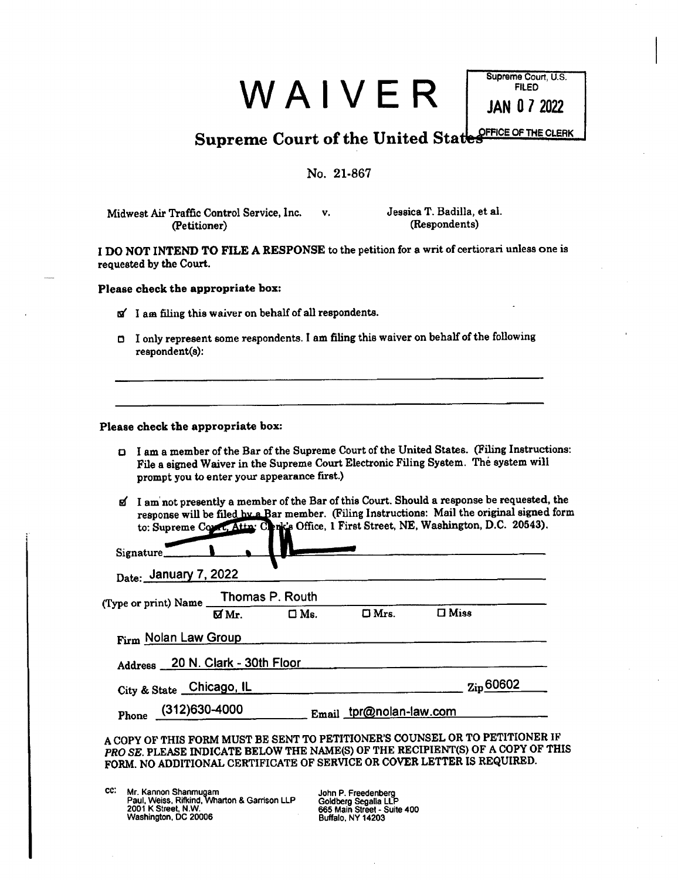# WAIVER

Supreme Court, U.S.
FILED
JAN 07 2022
OFFICE OF THE CLERK

## Supreme Court of the United States

No. 21-867

Midwest Air Traffic Control Service, Inc. (Petitioner) v. Jessica T. Badilla, et al. (Respondents)

**I DO NOT INTEND TO FILE A RESPONSE** to the petition for a writ of certiorari unless one is requested by the Court.

**Please check the appropriate box:**

- ☑ I am filing this waiver on behalf of all respondents.
- ☐ I only represent some respondents. I am filing this waiver on behalf of the following respondent(s):

\_\_\_\_\_\_\_\_\_\_\_\_\_\_\_\_\_\_\_\_\_\_\_\_\_\_\_\_\_\_\_\_\_\_\_\_\_\_\_\_\_\_\_\_

\_\_\_\_\_\_\_\_\_\_\_\_\_\_\_\_\_\_\_\_\_\_\_\_\_\_\_\_\_\_\_\_\_\_\_\_\_\_\_\_\_\_\_\_

**Please check the appropriate box:**

- ☐ I am a member of the Bar of the Supreme Court of the United States. (Filing Instructions: File a signed Waiver in the Supreme Court Electronic Filing System. The system will prompt you to enter your appearance first.)
- ☑ I am not presently a member of the Bar of this Court. Should a response be requested, the response will be filed by a Bar member. (Filing Instructions: Mail the original signed form to: Supreme Court, Attn: Clerk's Office, 1 First Street, NE, Washington, D.C. 20543).

Signature [signature]

Date: January 7, 2022

(Type or print) Name Thomas P. Routh

☑ Mr. ☐ Ms. ☐ Mrs. ☐ Miss

Firm Nolan Law Group

Address 20 N. Clark - 30th Floor

City & State Chicago, IL Zip 60602

Phone (312)630-4000 Email tpr@nolan-law.com

A COPY OF THIS FORM MUST BE SENT TO PETITIONER'S COUNSEL OR TO PETITIONER IF *PRO SE*. PLEASE INDICATE BELOW THE NAME(S) OF THE RECIPIENT(S) OF A COPY OF THIS FORM. NO ADDITIONAL CERTIFICATE OF SERVICE OR COVER LETTER IS REQUIRED.

cc: Mr. Kannon Shanmugam
Paul, Weiss, Rifkind, Wharton & Garrison LLP
2001 K Street, N.W.
Washington, DC 20006

John P. Freedenberg
Goldberg Segalla LLP
665 Main Street - Suite 400
Buffalo, NY 14203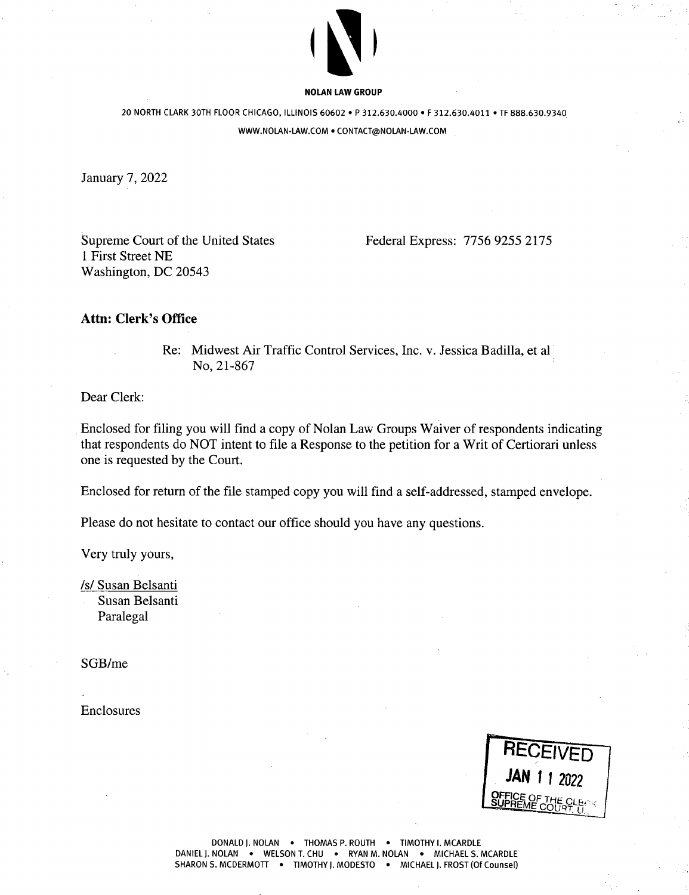**NOLAN LAW GROUP**

20 NORTH CLARK 30TH FLOOR CHICAGO, ILLINOIS 60602 • P 312.630.4000 • F 312.630.4011 • TF 888.630.9340

WWW.NOLAN-LAW.COM • CONTACT@NOLAN-LAW.COM

January 7, 2022

Supreme Court of the United States
1 First Street NE
Washington, DC 20543

Federal Express: 7756 9255 2175

**Attn: Clerk's Office**

Re: Midwest Air Traffic Control Services, Inc. v. Jessica Badilla, et al
No, 21-867

Dear Clerk:

Enclosed for filing you will find a copy of Nolan Law Groups Waiver of respondents indicating that respondents do NOT intent to file a Response to the petition for a Writ of Certiorari unless one is requested by the Court.

Enclosed for return of the file stamped copy you will find a self-addressed, stamped envelope.

Please do not hesitate to contact our office should you have any questions.

Very truly yours,

/s/ Susan Belsanti
Susan Belsanti
Paralegal

SGB/me

Enclosures

RECEIVED
JAN 11 2022
OFFICE OF THE CLERK
SUPREME COURT, U.S.

DONALD J. NOLAN • THOMAS P. ROUTH • TIMOTHY I. MCARDLE
DANIEL J. NOLAN • WELSON T. CHU • RYAN M. NOLAN • MICHAEL S. MCARDLE
SHARON S. MCDERMOTT • TIMOTHY J. MODESTO • MICHAEL J. FROST (Of Counsel)